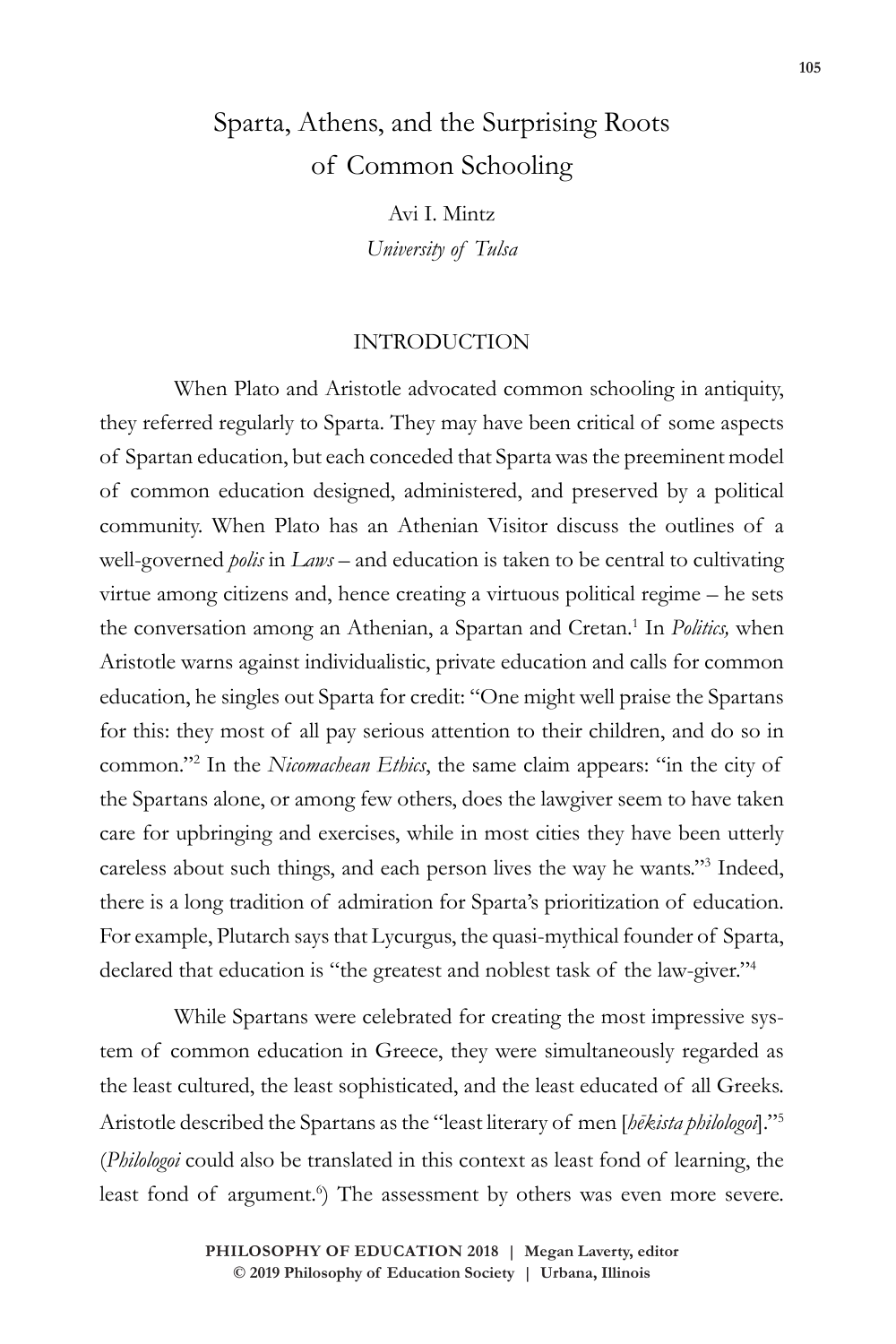# Sparta, Athens, and the Surprising Roots of Common Schooling

Avi I. Mintz
*University of Tulsa*

## INTRODUCTION

When Plato and Aristotle advocated common schooling in antiquity, they referred regularly to Sparta. They may have been critical of some aspects of Spartan education, but each conceded that Sparta was the preeminent model of common education designed, administered, and preserved by a political community. When Plato has an Athenian Visitor discuss the outlines of a well-governed *polis* in *Laws* – and education is taken to be central to cultivating virtue among citizens and, hence creating a virtuous political regime – he sets the conversation among an Athenian, a Spartan and Cretan.[1] In *Politics,* when Aristotle warns against individualistic, private education and calls for common education, he singles out Sparta for credit: "One might well praise the Spartans for this: they most of all pay serious attention to their children, and do so in common."[2] In the *Nicomachean Ethics*, the same claim appears: "in the city of the Spartans alone, or among few others, does the lawgiver seem to have taken care for upbringing and exercises, while in most cities they have been utterly careless about such things, and each person lives the way he wants."[3] Indeed, there is a long tradition of admiration for Sparta's prioritization of education. For example, Plutarch says that Lycurgus, the quasi-mythical founder of Sparta, declared that education is "the greatest and noblest task of the law-giver."[4]

While Spartans were celebrated for creating the most impressive system of common education in Greece, they were simultaneously regarded as the least cultured, the least sophisticated, and the least educated of all Greeks. Aristotle described the Spartans as the "least literary of men [*hēkista philologoi*]."[5] (*Philologoi* could also be translated in this context as least fond of learning, the least fond of argument.[6]) The assessment by others was even more severe.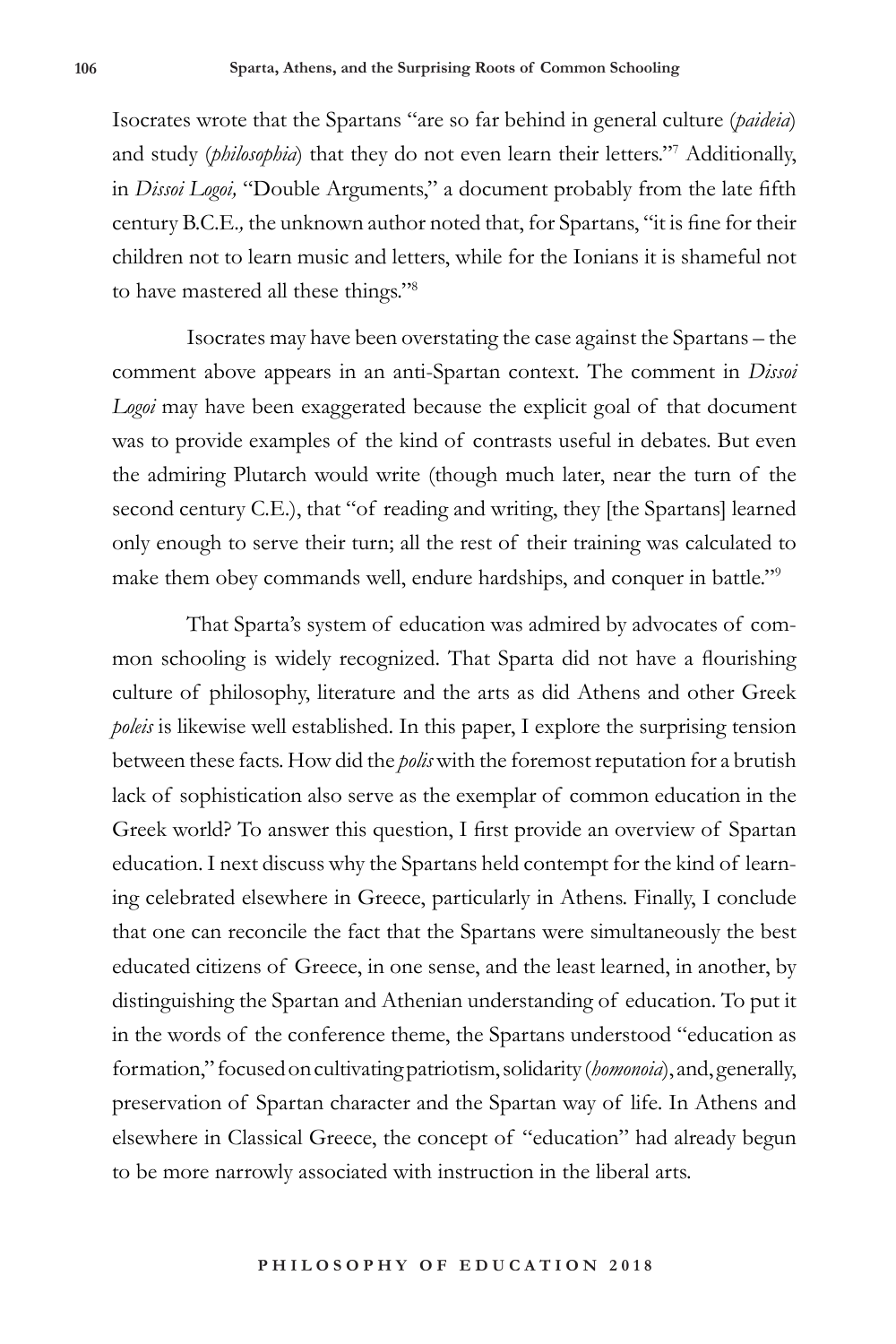Isocrates wrote that the Spartans "are so far behind in general culture (*paideia*) and study (*philosophia*) that they do not even learn their letters."[7] Additionally, in *Dissoi Logoi,* "Double Arguments," a document probably from the late fifth century B.C.E.*,* the unknown author noted that, for Spartans, "it is fine for their children not to learn music and letters, while for the Ionians it is shameful not to have mastered all these things."[8]

Isocrates may have been overstating the case against the Spartans – the comment above appears in an anti-Spartan context. The comment in *Dissoi Logoi* may have been exaggerated because the explicit goal of that document was to provide examples of the kind of contrasts useful in debates. But even the admiring Plutarch would write (though much later, near the turn of the second century C.E.), that "of reading and writing, they [the Spartans] learned only enough to serve their turn; all the rest of their training was calculated to make them obey commands well, endure hardships, and conquer in battle."[9]

That Sparta's system of education was admired by advocates of common schooling is widely recognized. That Sparta did not have a flourishing culture of philosophy, literature and the arts as did Athens and other Greek *poleis* is likewise well established. In this paper, I explore the surprising tension between these facts. How did the *polis* with the foremost reputation for a brutish lack of sophistication also serve as the exemplar of common education in the Greek world? To answer this question, I first provide an overview of Spartan education. I next discuss why the Spartans held contempt for the kind of learning celebrated elsewhere in Greece, particularly in Athens. Finally, I conclude that one can reconcile the fact that the Spartans were simultaneously the best educated citizens of Greece, in one sense, and the least learned, in another, by distinguishing the Spartan and Athenian understanding of education. To put it in the words of the conference theme, the Spartans understood "education as formation," focused on cultivating patriotism, solidarity (*homonoia*), and, generally, preservation of Spartan character and the Spartan way of life. In Athens and elsewhere in Classical Greece, the concept of "education" had already begun to be more narrowly associated with instruction in the liberal arts.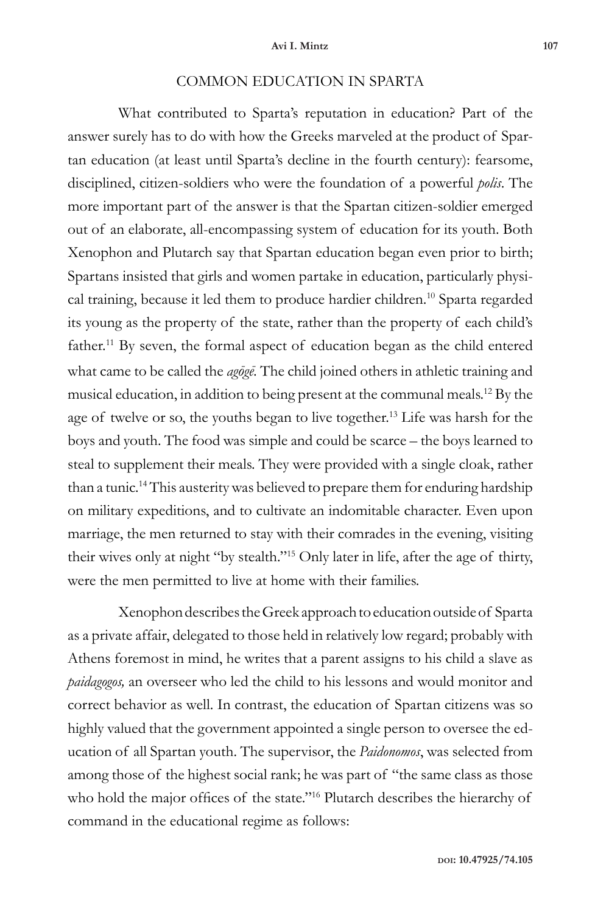## COMMON EDUCATION IN SPARTA

What contributed to Sparta's reputation in education? Part of the answer surely has to do with how the Greeks marveled at the product of Spartan education (at least until Sparta's decline in the fourth century): fearsome, disciplined, citizen-soldiers who were the foundation of a powerful *polis*. The more important part of the answer is that the Spartan citizen-soldier emerged out of an elaborate, all-encompassing system of education for its youth. Both Xenophon and Plutarch say that Spartan education began even prior to birth; Spartans insisted that girls and women partake in education, particularly physical training, because it led them to produce hardier children.[10] Sparta regarded its young as the property of the state, rather than the property of each child's father.[11] By seven, the formal aspect of education began as the child entered what came to be called the *agōgē*. The child joined others in athletic training and musical education, in addition to being present at the communal meals.[12] By the age of twelve or so, the youths began to live together.[13] Life was harsh for the boys and youth. The food was simple and could be scarce – the boys learned to steal to supplement their meals. They were provided with a single cloak, rather than a tunic.[14] This austerity was believed to prepare them for enduring hardship on military expeditions, and to cultivate an indomitable character. Even upon marriage, the men returned to stay with their comrades in the evening, visiting their wives only at night "by stealth."[15] Only later in life, after the age of thirty, were the men permitted to live at home with their families.

Xenophon describes the Greek approach to education outside of Sparta as a private affair, delegated to those held in relatively low regard; probably with Athens foremost in mind, he writes that a parent assigns to his child a slave as *paidagogos,* an overseer who led the child to his lessons and would monitor and correct behavior as well. In contrast, the education of Spartan citizens was so highly valued that the government appointed a single person to oversee the education of all Spartan youth. The supervisor, the *Paidonomos*, was selected from among those of the highest social rank; he was part of "the same class as those who hold the major offices of the state."[16] Plutarch describes the hierarchy of command in the educational regime as follows: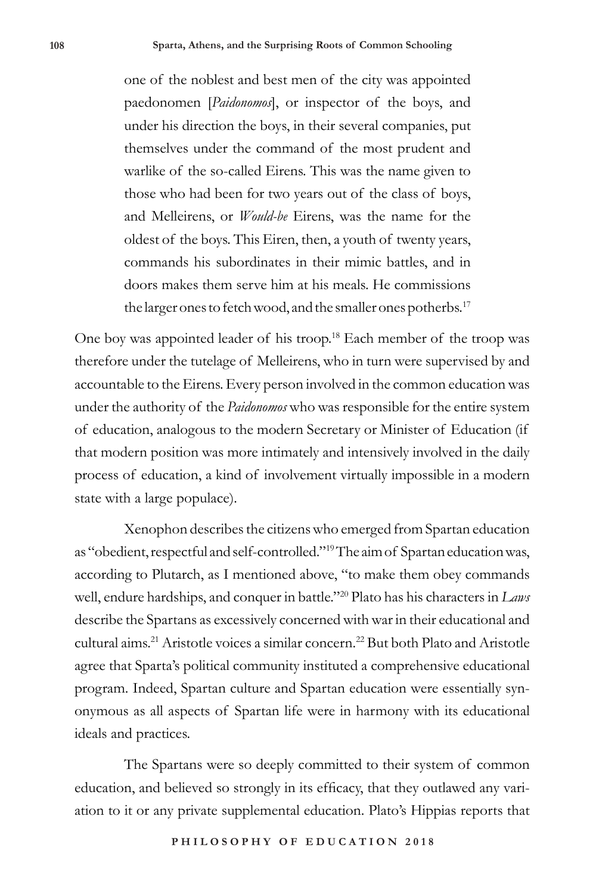> one of the noblest and best men of the city was appointed paedonomen [*Paidonomos*], or inspector of the boys, and under his direction the boys, in their several companies, put themselves under the command of the most prudent and warlike of the so-called Eirens. This was the name given to those who had been for two years out of the class of boys, and Melleirens, or *Would-be* Eirens, was the name for the oldest of the boys. This Eiren, then, a youth of twenty years, commands his subordinates in their mimic battles, and in doors makes them serve him at his meals. He commissions the larger ones to fetch wood, and the smaller ones potherbs.[17]

One boy was appointed leader of his troop.[18] Each member of the troop was therefore under the tutelage of Melleirens, who in turn were supervised by and accountable to the Eirens. Every person involved in the common education was under the authority of the *Paidonomos* who was responsible for the entire system of education, analogous to the modern Secretary or Minister of Education (if that modern position was more intimately and intensively involved in the daily process of education, a kind of involvement virtually impossible in a modern state with a large populace).

Xenophon describes the citizens who emerged from Spartan education as "obedient, respectful and self-controlled."[19] The aim of Spartan education was, according to Plutarch, as I mentioned above, "to make them obey commands well, endure hardships, and conquer in battle."[20] Plato has his characters in *Laws* describe the Spartans as excessively concerned with war in their educational and cultural aims.[21] Aristotle voices a similar concern.[22] But both Plato and Aristotle agree that Sparta's political community instituted a comprehensive educational program. Indeed, Spartan culture and Spartan education were essentially synonymous as all aspects of Spartan life were in harmony with its educational ideals and practices.

The Spartans were so deeply committed to their system of common education, and believed so strongly in its efficacy, that they outlawed any variation to it or any private supplemental education. Plato's Hippias reports that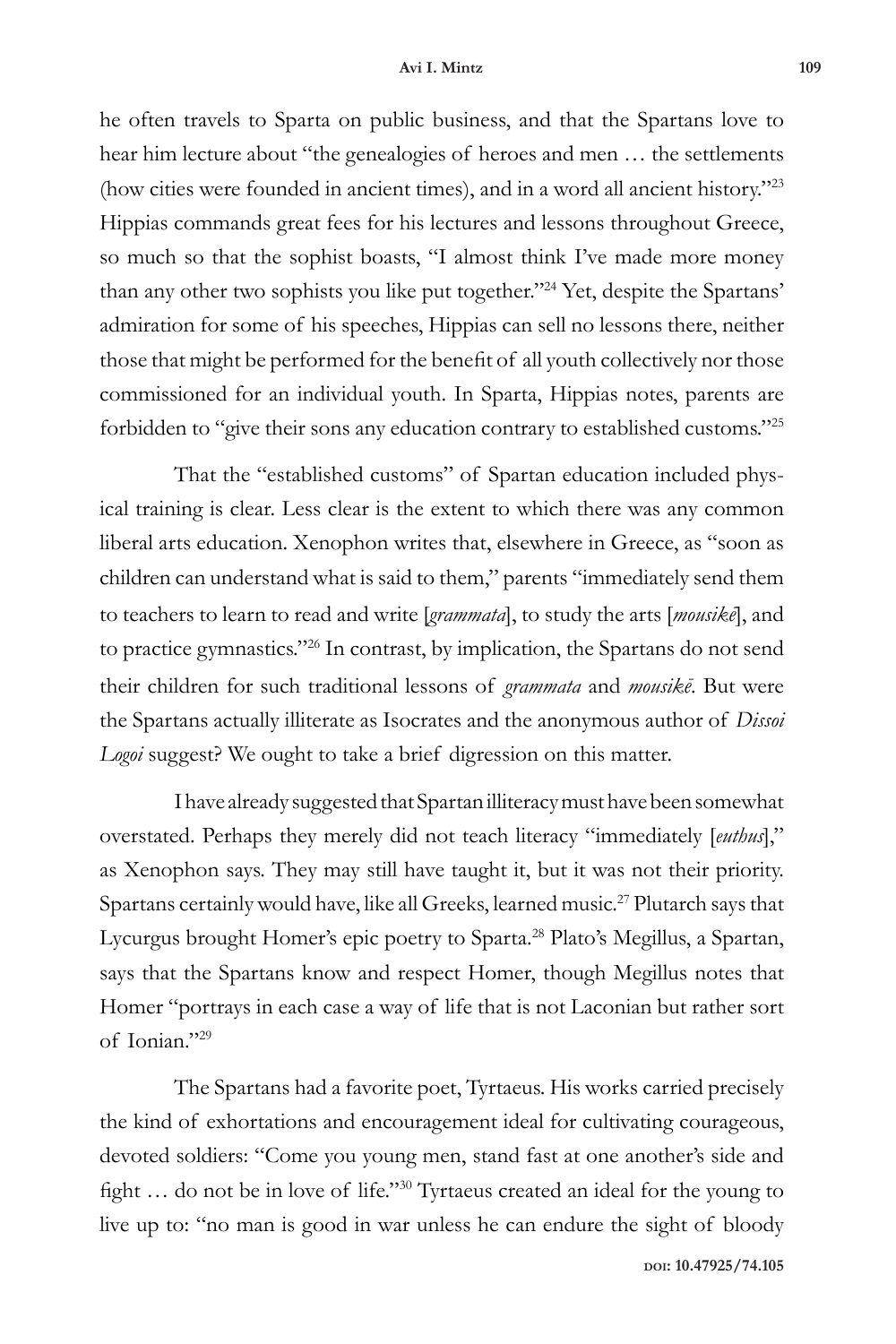he often travels to Sparta on public business, and that the Spartans love to hear him lecture about "the genealogies of heroes and men … the settlements (how cities were founded in ancient times), and in a word all ancient history."[23] Hippias commands great fees for his lectures and lessons throughout Greece, so much so that the sophist boasts, "I almost think I've made more money than any other two sophists you like put together."[24] Yet, despite the Spartans' admiration for some of his speeches, Hippias can sell no lessons there, neither those that might be performed for the benefit of all youth collectively nor those commissioned for an individual youth. In Sparta, Hippias notes, parents are forbidden to "give their sons any education contrary to established customs."[25]

That the "established customs" of Spartan education included physical training is clear. Less clear is the extent to which there was any common liberal arts education. Xenophon writes that, elsewhere in Greece, as "soon as children can understand what is said to them," parents "immediately send them to teachers to learn to read and write [*grammata*], to study the arts [*mousikē*], and to practice gymnastics."[26] In contrast, by implication, the Spartans do not send their children for such traditional lessons of *grammata* and *mousikē*. But were the Spartans actually illiterate as Isocrates and the anonymous author of *Dissoi Logoi* suggest? We ought to take a brief digression on this matter.

I have already suggested that Spartan illiteracy must have been somewhat overstated. Perhaps they merely did not teach literacy "immediately [*euthus*]," as Xenophon says. They may still have taught it, but it was not their priority. Spartans certainly would have, like all Greeks, learned music.[27] Plutarch says that Lycurgus brought Homer's epic poetry to Sparta.[28] Plato's Megillus, a Spartan, says that the Spartans know and respect Homer, though Megillus notes that Homer "portrays in each case a way of life that is not Laconian but rather sort of Ionian."[29]

The Spartans had a favorite poet, Tyrtaeus. His works carried precisely the kind of exhortations and encouragement ideal for cultivating courageous, devoted soldiers: "Come you young men, stand fast at one another's side and fight … do not be in love of life."[30] Tyrtaeus created an ideal for the young to live up to: "no man is good in war unless he can endure the sight of bloody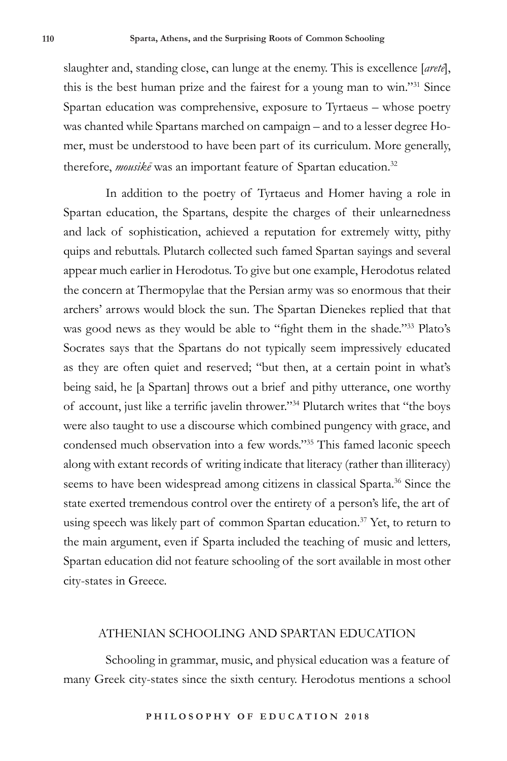slaughter and, standing close, can lunge at the enemy. This is excellence [*aretē*], this is the best human prize and the fairest for a young man to win."[31] Since Spartan education was comprehensive, exposure to Tyrtaeus – whose poetry was chanted while Spartans marched on campaign – and to a lesser degree Homer, must be understood to have been part of its curriculum. More generally, therefore, *mousikē* was an important feature of Spartan education.[32]

In addition to the poetry of Tyrtaeus and Homer having a role in Spartan education, the Spartans, despite the charges of their unlearnedness and lack of sophistication, achieved a reputation for extremely witty, pithy quips and rebuttals. Plutarch collected such famed Spartan sayings and several appear much earlier in Herodotus. To give but one example, Herodotus related the concern at Thermopylae that the Persian army was so enormous that their archers' arrows would block the sun. The Spartan Dienekes replied that that was good news as they would be able to "fight them in the shade."[33] Plato's Socrates says that the Spartans do not typically seem impressively educated as they are often quiet and reserved; "but then, at a certain point in what's being said, he [a Spartan] throws out a brief and pithy utterance, one worthy of account, just like a terrific javelin thrower."[34] Plutarch writes that "the boys were also taught to use a discourse which combined pungency with grace, and condensed much observation into a few words."[35] This famed laconic speech along with extant records of writing indicate that literacy (rather than illiteracy) seems to have been widespread among citizens in classical Sparta.[36] Since the state exerted tremendous control over the entirety of a person's life, the art of using speech was likely part of common Spartan education.[37] Yet, to return to the main argument, even if Sparta included the teaching of music and letters*,* Spartan education did not feature schooling of the sort available in most other city-states in Greece.

## ATHENIAN SCHOOLING AND SPARTAN EDUCATION

Schooling in grammar, music, and physical education was a feature of many Greek city-states since the sixth century. Herodotus mentions a school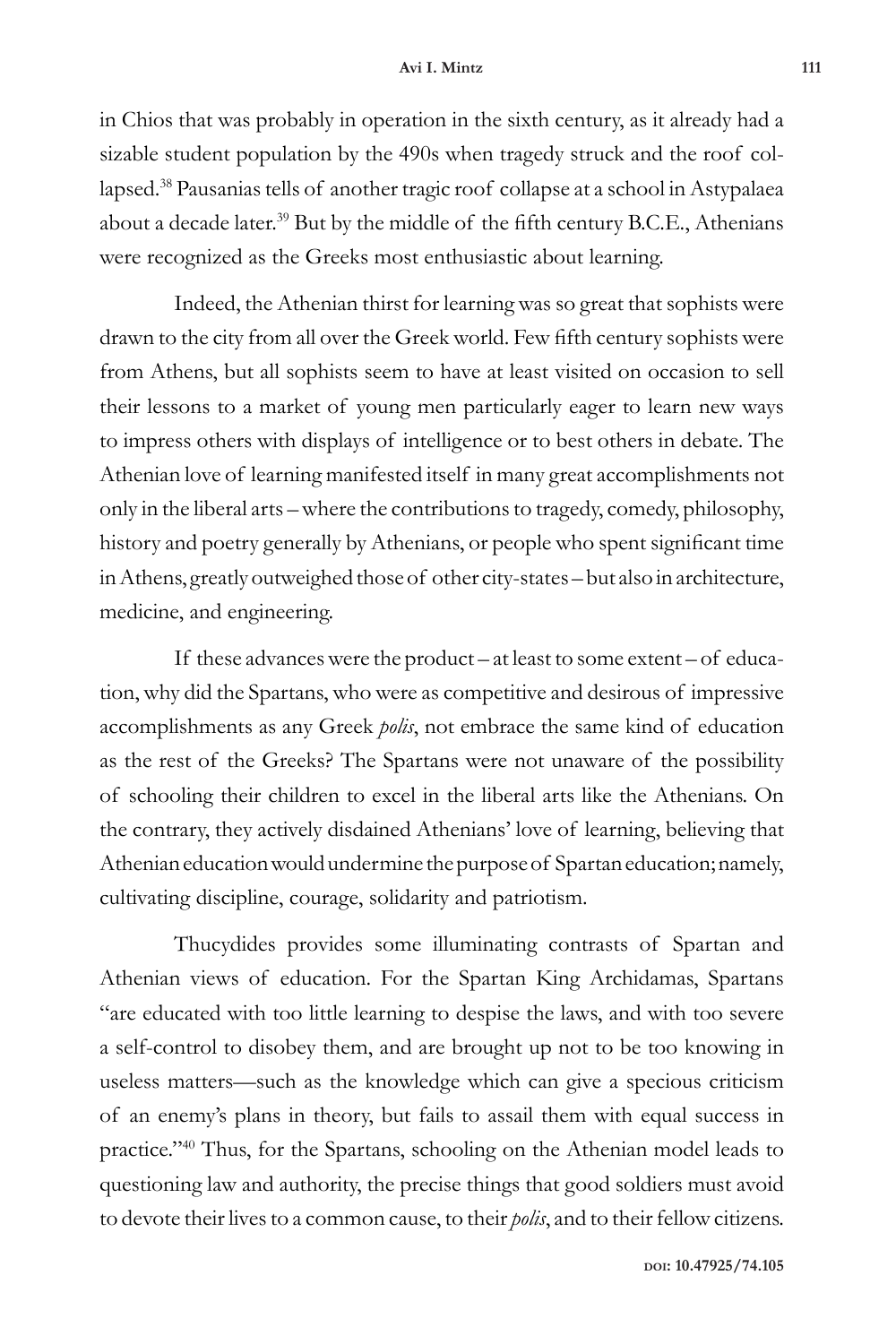in Chios that was probably in operation in the sixth century, as it already had a sizable student population by the 490s when tragedy struck and the roof collapsed.[38] Pausanias tells of another tragic roof collapse at a school in Astypalaea about a decade later.[39] But by the middle of the fifth century B.C.E., Athenians were recognized as the Greeks most enthusiastic about learning.

Indeed, the Athenian thirst for learning was so great that sophists were drawn to the city from all over the Greek world. Few fifth century sophists were from Athens, but all sophists seem to have at least visited on occasion to sell their lessons to a market of young men particularly eager to learn new ways to impress others with displays of intelligence or to best others in debate. The Athenian love of learning manifested itself in many great accomplishments not only in the liberal arts – where the contributions to tragedy, comedy, philosophy, history and poetry generally by Athenians, or people who spent significant time in Athens, greatly outweighed those of other city-states – but also in architecture, medicine, and engineering.

If these advances were the product – at least to some extent – of education, why did the Spartans, who were as competitive and desirous of impressive accomplishments as any Greek *polis*, not embrace the same kind of education as the rest of the Greeks? The Spartans were not unaware of the possibility of schooling their children to excel in the liberal arts like the Athenians. On the contrary, they actively disdained Athenians' love of learning, believing that Athenian education would undermine the purpose of Spartan education; namely, cultivating discipline, courage, solidarity and patriotism.

Thucydides provides some illuminating contrasts of Spartan and Athenian views of education. For the Spartan King Archidamas, Spartans "are educated with too little learning to despise the laws, and with too severe a self-control to disobey them, and are brought up not to be too knowing in useless matters—such as the knowledge which can give a specious criticism of an enemy's plans in theory, but fails to assail them with equal success in practice."[40] Thus, for the Spartans, schooling on the Athenian model leads to questioning law and authority, the precise things that good soldiers must avoid to devote their lives to a common cause, to their *polis*, and to their fellow citizens.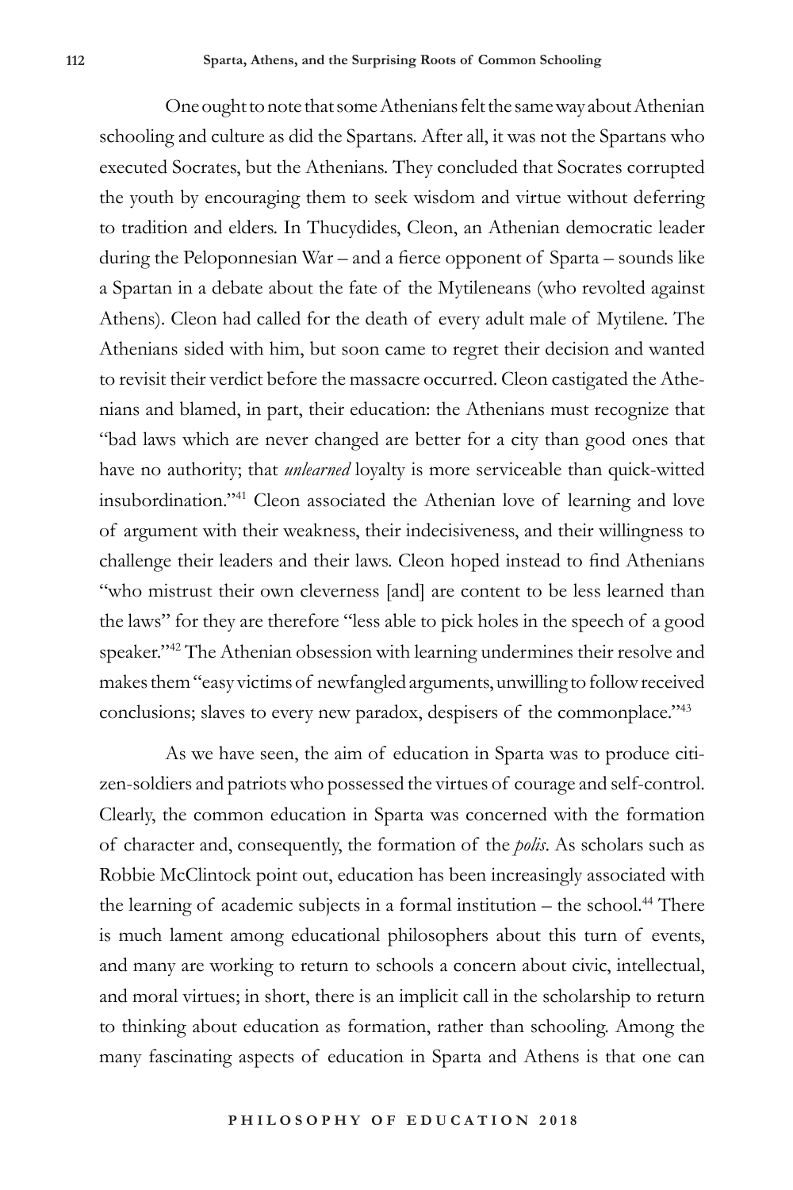One ought to note that some Athenians felt the same way about Athenian schooling and culture as did the Spartans. After all, it was not the Spartans who executed Socrates, but the Athenians. They concluded that Socrates corrupted the youth by encouraging them to seek wisdom and virtue without deferring to tradition and elders. In Thucydides, Cleon, an Athenian democratic leader during the Peloponnesian War – and a fierce opponent of Sparta – sounds like a Spartan in a debate about the fate of the Mytileneans (who revolted against Athens). Cleon had called for the death of every adult male of Mytilene. The Athenians sided with him, but soon came to regret their decision and wanted to revisit their verdict before the massacre occurred. Cleon castigated the Athenians and blamed, in part, their education: the Athenians must recognize that "bad laws which are never changed are better for a city than good ones that have no authority; that *unlearned* loyalty is more serviceable than quick-witted insubordination."[41] Cleon associated the Athenian love of learning and love of argument with their weakness, their indecisiveness, and their willingness to challenge their leaders and their laws. Cleon hoped instead to find Athenians "who mistrust their own cleverness [and] are content to be less learned than the laws" for they are therefore "less able to pick holes in the speech of a good speaker."[42] The Athenian obsession with learning undermines their resolve and makes them "easy victims of newfangled arguments, unwilling to follow received conclusions; slaves to every new paradox, despisers of the commonplace."[43]

As we have seen, the aim of education in Sparta was to produce citizen-soldiers and patriots who possessed the virtues of courage and self-control. Clearly, the common education in Sparta was concerned with the formation of character and, consequently, the formation of the *polis*. As scholars such as Robbie McClintock point out, education has been increasingly associated with the learning of academic subjects in a formal institution – the school.[44] There is much lament among educational philosophers about this turn of events, and many are working to return to schools a concern about civic, intellectual, and moral virtues; in short, there is an implicit call in the scholarship to return to thinking about education as formation, rather than schooling. Among the many fascinating aspects of education in Sparta and Athens is that one can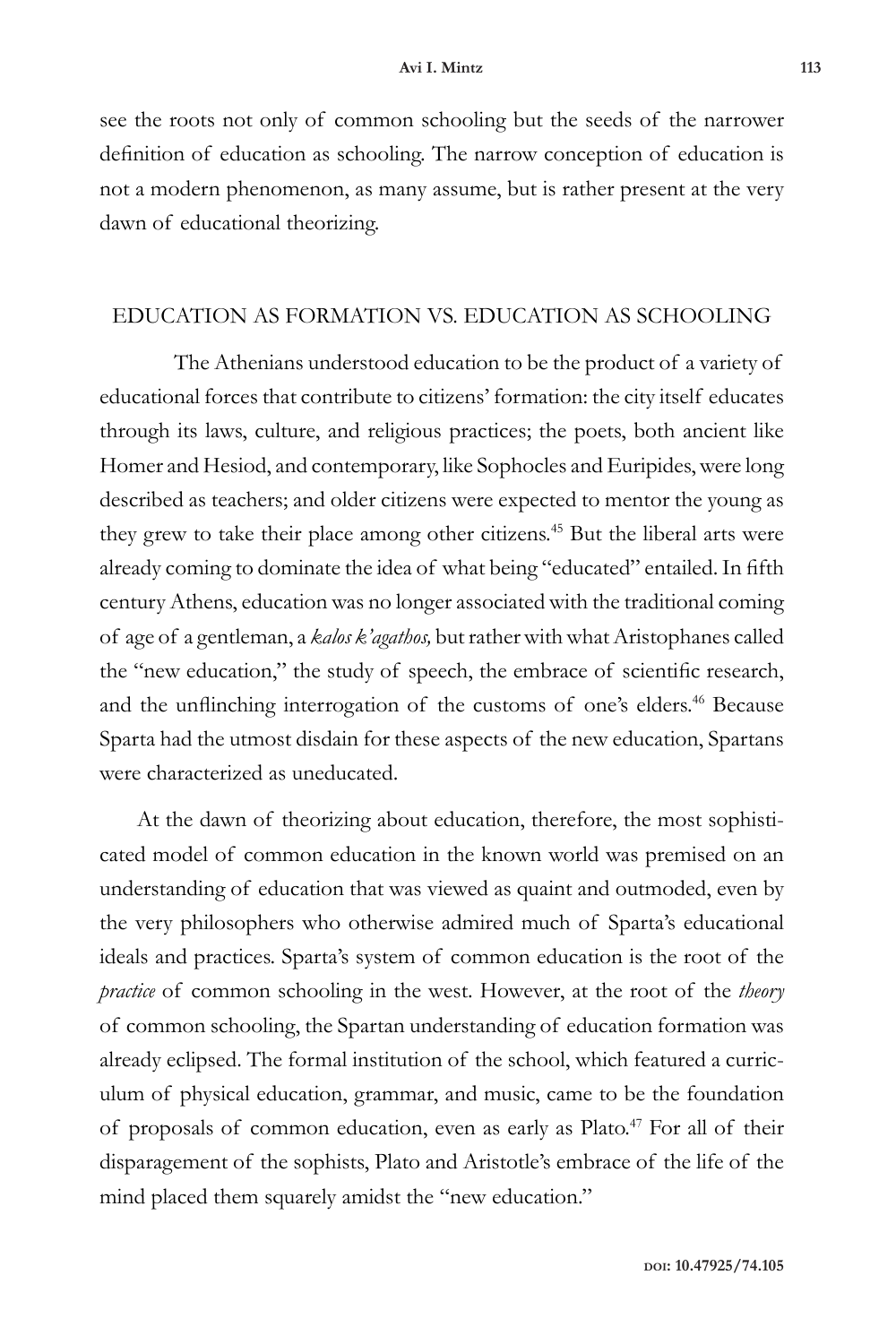see the roots not only of common schooling but the seeds of the narrower definition of education as schooling. The narrow conception of education is not a modern phenomenon, as many assume, but is rather present at the very dawn of educational theorizing.

## EDUCATION AS FORMATION VS. EDUCATION AS SCHOOLING

The Athenians understood education to be the product of a variety of educational forces that contribute to citizens' formation: the city itself educates through its laws, culture, and religious practices; the poets, both ancient like Homer and Hesiod, and contemporary, like Sophocles and Euripides, were long described as teachers; and older citizens were expected to mentor the young as they grew to take their place among other citizens.[45] But the liberal arts were already coming to dominate the idea of what being "educated" entailed. In fifth century Athens, education was no longer associated with the traditional coming of age of a gentleman, a *kalos k'agathos,* but rather with what Aristophanes called the "new education," the study of speech, the embrace of scientific research, and the unflinching interrogation of the customs of one's elders.[46] Because Sparta had the utmost disdain for these aspects of the new education, Spartans were characterized as uneducated.

At the dawn of theorizing about education, therefore, the most sophisticated model of common education in the known world was premised on an understanding of education that was viewed as quaint and outmoded, even by the very philosophers who otherwise admired much of Sparta's educational ideals and practices. Sparta's system of common education is the root of the *practice* of common schooling in the west. However, at the root of the *theory* of common schooling, the Spartan understanding of education formation was already eclipsed. The formal institution of the school, which featured a curriculum of physical education, grammar, and music, came to be the foundation of proposals of common education, even as early as Plato.[47] For all of their disparagement of the sophists, Plato and Aristotle's embrace of the life of the mind placed them squarely amidst the "new education."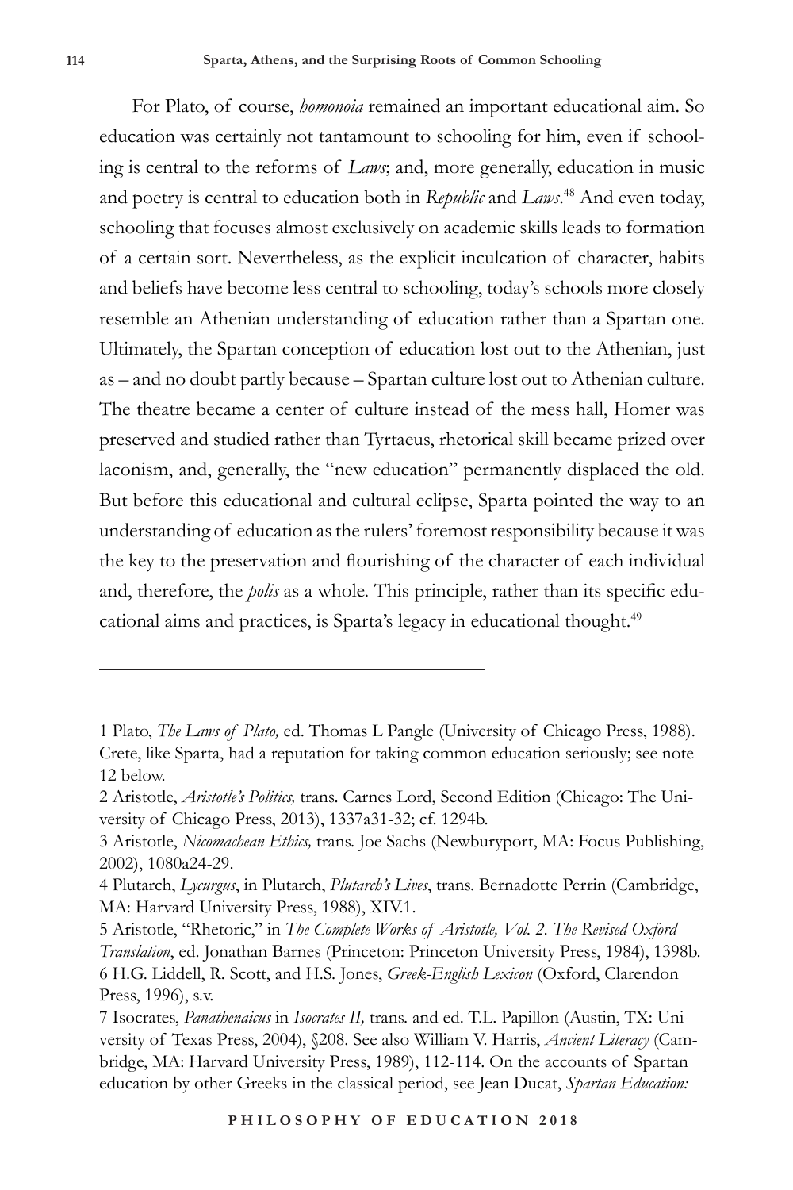For Plato, of course, *homonoia* remained an important educational aim. So education was certainly not tantamount to schooling for him, even if schooling is central to the reforms of *Laws*; and, more generally, education in music and poetry is central to education both in *Republic* and *Laws*.[48] And even today, schooling that focuses almost exclusively on academic skills leads to formation of a certain sort. Nevertheless, as the explicit inculcation of character, habits and beliefs have become less central to schooling, today's schools more closely resemble an Athenian understanding of education rather than a Spartan one. Ultimately, the Spartan conception of education lost out to the Athenian, just as – and no doubt partly because – Spartan culture lost out to Athenian culture. The theatre became a center of culture instead of the mess hall, Homer was preserved and studied rather than Tyrtaeus, rhetorical skill became prized over laconism, and, generally, the "new education" permanently displaced the old. But before this educational and cultural eclipse, Sparta pointed the way to an understanding of education as the rulers' foremost responsibility because it was the key to the preservation and flourishing of the character of each individual and, therefore, the *polis* as a whole. This principle, rather than its specific educational aims and practices, is Sparta's legacy in educational thought.[49]

---

1 Plato, *The Laws of Plato,* ed. Thomas L Pangle (University of Chicago Press, 1988). Crete, like Sparta, had a reputation for taking common education seriously; see note 12 below.

2 Aristotle, *Aristotle's Politics,* trans. Carnes Lord, Second Edition (Chicago: The University of Chicago Press, 2013), 1337a31-32; cf. 1294b.

3 Aristotle, *Nicomachean Ethics,* trans. Joe Sachs (Newburyport, MA: Focus Publishing, 2002), 1080a24-29.

4 Plutarch, *Lycurgus*, in Plutarch, *Plutarch's Lives*, trans. Bernadotte Perrin (Cambridge, MA: Harvard University Press, 1988), XIV.1.

5 Aristotle, "Rhetoric," in *The Complete Works of Aristotle, Vol. 2. The Revised Oxford Translation*, ed. Jonathan Barnes (Princeton: Princeton University Press, 1984), 1398b.

6 H.G. Liddell, R. Scott, and H.S. Jones, *Greek-English Lexicon* (Oxford, Clarendon Press, 1996), s.v.

7 Isocrates, *Panathenaicus* in *Isocrates II,* trans. and ed. T.L. Papillon (Austin, TX: University of Texas Press, 2004), §208. See also William V. Harris, *Ancient Literacy* (Cambridge, MA: Harvard University Press, 1989), 112-114. On the accounts of Spartan education by other Greeks in the classical period, see Jean Ducat, *Spartan Education:*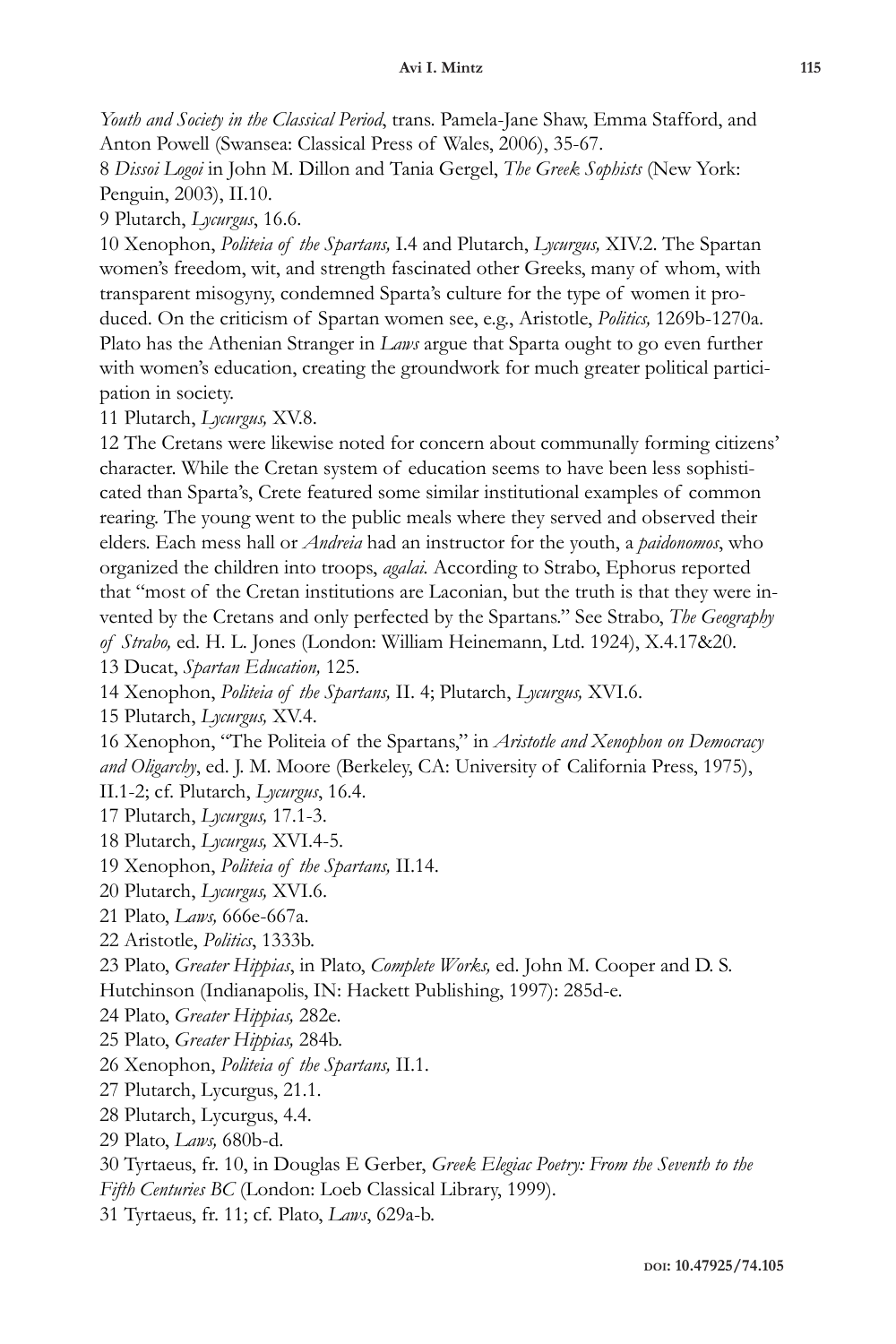*Youth and Society in the Classical Period*, trans. Pamela-Jane Shaw, Emma Stafford, and Anton Powell (Swansea: Classical Press of Wales, 2006), 35-67.

8 *Dissoi Logoi* in John M. Dillon and Tania Gergel, *The Greek Sophists* (New York: Penguin, 2003), II.10.

9 Plutarch, *Lycurgus*, 16.6.

10 Xenophon, *Politeia of the Spartans,* I.4 and Plutarch, *Lycurgus,* XIV.2. The Spartan women's freedom, wit, and strength fascinated other Greeks, many of whom, with transparent misogyny, condemned Sparta's culture for the type of women it produced. On the criticism of Spartan women see, e.g., Aristotle, *Politics,* 1269b-1270a. Plato has the Athenian Stranger in *Laws* argue that Sparta ought to go even further with women's education, creating the groundwork for much greater political participation in society.

11 Plutarch, *Lycurgus,* XV.8.

12 The Cretans were likewise noted for concern about communally forming citizens' character. While the Cretan system of education seems to have been less sophisticated than Sparta's, Crete featured some similar institutional examples of common rearing. The young went to the public meals where they served and observed their elders. Each mess hall or *Andreia* had an instructor for the youth, a *paidonomos*, who organized the children into troops, *agalai.* According to Strabo, Ephorus reported that "most of the Cretan institutions are Laconian, but the truth is that they were invented by the Cretans and only perfected by the Spartans." See Strabo, *The Geography of Strabo,* ed. H. L. Jones (London: William Heinemann, Ltd. 1924), X.4.17&20.

13 Ducat, *Spartan Education,* 125.

14 Xenophon, *Politeia of the Spartans,* II. 4; Plutarch, *Lycurgus,* XVI.6.

15 Plutarch, *Lycurgus,* XV.4.

16 Xenophon, "The Politeia of the Spartans," in *Aristotle and Xenophon on Democracy and Oligarchy*, ed. J. M. Moore (Berkeley, CA: University of California Press, 1975), II.1-2; cf. Plutarch, *Lycurgus*, 16.4.

17 Plutarch, *Lycurgus,* 17.1-3.

18 Plutarch, *Lycurgus,* XVI.4-5.

19 Xenophon, *Politeia of the Spartans,* II.14.

20 Plutarch, *Lycurgus,* XVI.6.

21 Plato, *Laws,* 666e-667a.

22 Aristotle, *Politics*, 1333b.

23 Plato, *Greater Hippias*, in Plato, *Complete Works,* ed. John M. Cooper and D. S. Hutchinson (Indianapolis, IN: Hackett Publishing, 1997): 285d-e.

24 Plato, *Greater Hippias,* 282e.

25 Plato, *Greater Hippias,* 284b.

26 Xenophon, *Politeia of the Spartans,* II.1.

27 Plutarch, Lycurgus, 21.1.

28 Plutarch, Lycurgus, 4.4.

29 Plato, *Laws,* 680b-d.

30 Tyrtaeus, fr. 10, in Douglas E Gerber, *Greek Elegiac Poetry: From the Seventh to the Fifth Centuries BC* (London: Loeb Classical Library, 1999).

31 Tyrtaeus, fr. 11; cf. Plato, *Laws*, 629a-b.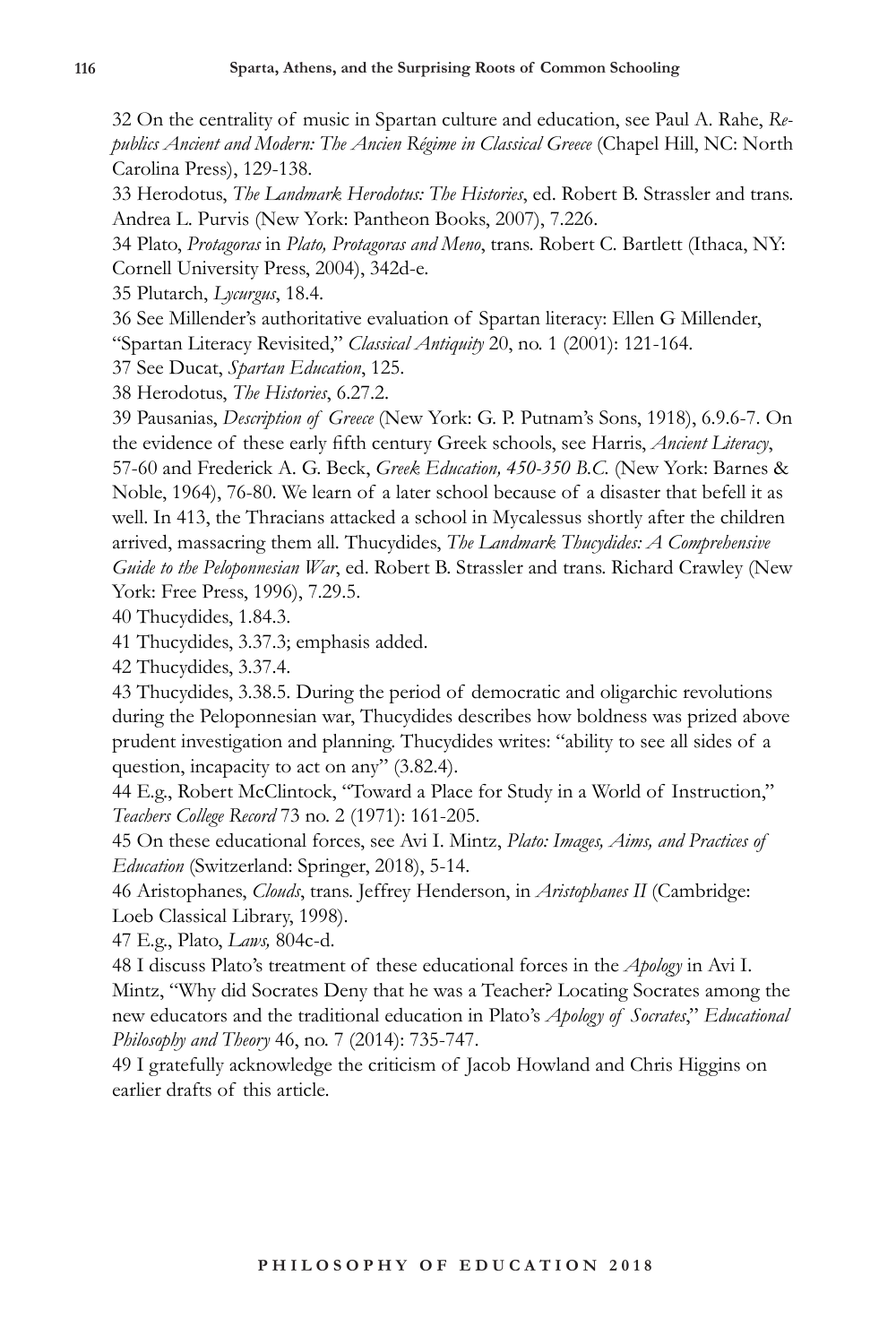32 On the centrality of music in Spartan culture and education, see Paul A. Rahe, *Republics Ancient and Modern: The Ancien Régime in Classical Greece* (Chapel Hill, NC: North Carolina Press), 129-138.

33 Herodotus, *The Landmark Herodotus: The Histories*, ed. Robert B. Strassler and trans. Andrea L. Purvis (New York: Pantheon Books, 2007), 7.226.

34 Plato, *Protagoras* in *Plato, Protagoras and Meno*, trans. Robert C. Bartlett (Ithaca, NY: Cornell University Press, 2004), 342d-e.

35 Plutarch, *Lycurgus*, 18.4.

36 See Millender's authoritative evaluation of Spartan literacy: Ellen G Millender, "Spartan Literacy Revisited," *Classical Antiquity* 20, no. 1 (2001): 121-164.

37 See Ducat, *Spartan Education*, 125.

38 Herodotus, *The Histories*, 6.27.2.

39 Pausanias, *Description of Greece* (New York: G. P. Putnam's Sons, 1918), 6.9.6-7. On the evidence of these early fifth century Greek schools, see Harris, *Ancient Literacy*, 57-60 and Frederick A. G. Beck, *Greek Education, 450-350 B.C.* (New York: Barnes & Noble, 1964), 76-80. We learn of a later school because of a disaster that befell it as well. In 413, the Thracians attacked a school in Mycalessus shortly after the children arrived, massacring them all. Thucydides, *The Landmark Thucydides: A Comprehensive Guide to the Peloponnesian War*, ed. Robert B. Strassler and trans. Richard Crawley (New York: Free Press, 1996), 7.29.5.

40 Thucydides, 1.84.3.

41 Thucydides, 3.37.3; emphasis added.

42 Thucydides, 3.37.4.

43 Thucydides, 3.38.5. During the period of democratic and oligarchic revolutions during the Peloponnesian war, Thucydides describes how boldness was prized above prudent investigation and planning. Thucydides writes: "ability to see all sides of a question, incapacity to act on any" (3.82.4).

44 E.g., Robert McClintock, "Toward a Place for Study in a World of Instruction," *Teachers College Record* 73 no. 2 (1971): 161-205.

45 On these educational forces, see Avi I. Mintz, *Plato: Images, Aims, and Practices of Education* (Switzerland: Springer, 2018), 5-14.

46 Aristophanes, *Clouds*, trans. Jeffrey Henderson, in *Aristophanes II* (Cambridge: Loeb Classical Library, 1998).

47 E.g., Plato, *Laws,* 804c-d.

48 I discuss Plato's treatment of these educational forces in the *Apology* in Avi I. Mintz, "Why did Socrates Deny that he was a Teacher? Locating Socrates among the new educators and the traditional education in Plato's *Apology of Socrates*," *Educational Philosophy and Theory* 46, no. 7 (2014): 735-747.

49 I gratefully acknowledge the criticism of Jacob Howland and Chris Higgins on earlier drafts of this article.